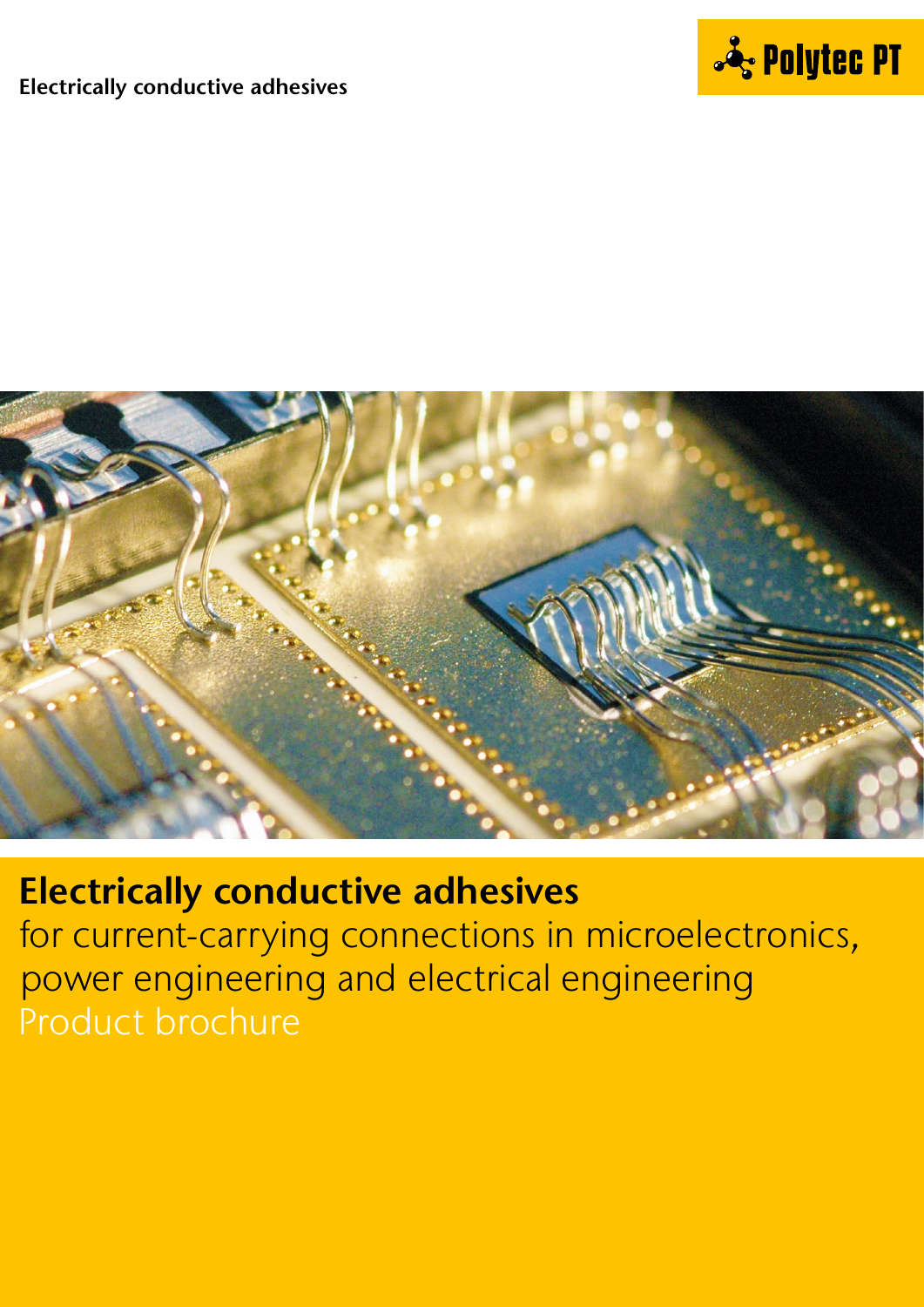Electrically conductive adhesives

Polytec PT

# Electrically conductive adhesives

for current-carrying connections in microelectronics, power engineering and electrical engineering

Product brochure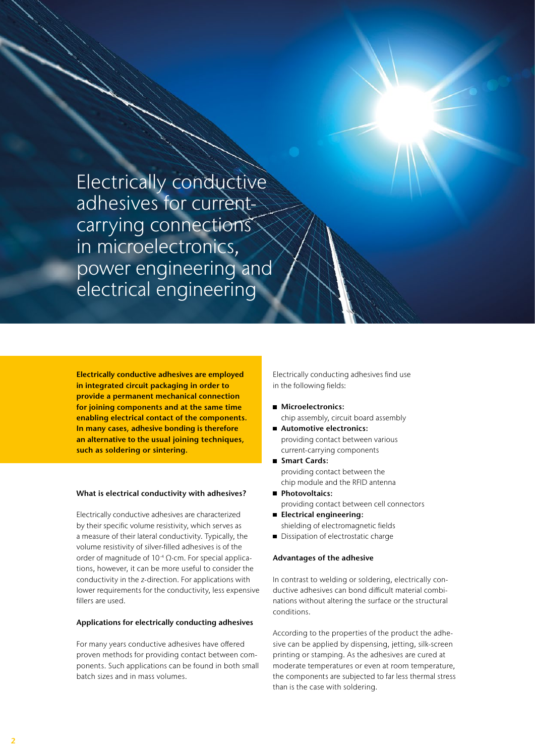# Electrically conductive adhesives for current-carrying connections in microelectronics, power engineering and electrical engineering

**Electrically conductive adhesives are employed in integrated circuit packaging in order to provide a permanent mechanical connection for joining components and at the same time enabling electrical contact of the components. In many cases, adhesive bonding is therefore an alternative to the usual joining techniques, such as soldering or sintering.**

### What is electrical conductivity with adhesives?

Electrically conductive adhesives are characterized by their specific volume resistivity, which serves as a measure of their lateral conductivity. Typically, the volume resistivity of silver-filled adhesives is of the order of magnitude of $10^{-4}$ Ω·cm. For special applications, however, it can be more useful to consider the conductivity in the z-direction. For applications with lower requirements for the conductivity, less expensive fillers are used.

### Applications for electrically conducting adhesives

For many years conductive adhesives have offered proven methods for providing contact between components. Such applications can be found in both small batch sizes and in mass volumes.

Electrically conducting adhesives find use in the following fields:

- **Microelectronics:** chip assembly, circuit board assembly
- **Automotive electronics:** providing contact between various current-carrying components
- **Smart Cards:** providing contact between the chip module and the RFID antenna
- **Photovoltaics:** providing contact between cell connectors
- **Electrical engineering:** shielding of electromagnetic fields
- Dissipation of electrostatic charge

### Advantages of the adhesive

In contrast to welding or soldering, electrically conductive adhesives can bond difficult material combinations without altering the surface or the structural conditions.

According to the properties of the product the adhesive can be applied by dispensing, jetting, silk-screen printing or stamping. As the adhesives are cured at moderate temperatures or even at room temperature, the components are subjected to far less thermal stress than is the case with soldering.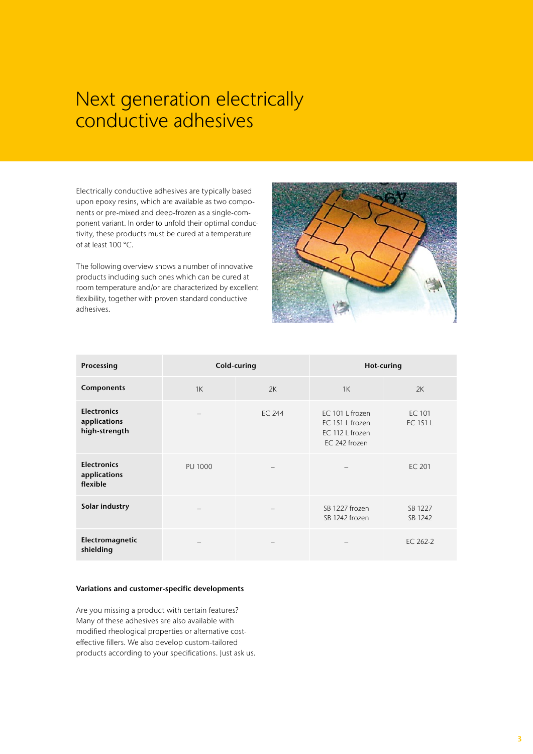# Next generation electrically conductive adhesives

Electrically conductive adhesives are typically based upon epoxy resins, which are available as two components or pre-mixed and deep-frozen as a single-component variant. In order to unfold their optimal conductivity, these products must be cured at a temperature of at least 100 °C.

The following overview shows a number of innovative products including such ones which can be cured at room temperature and/or are characterized by excellent flexibility, together with proven standard conductive adhesives.

| Processing | Cold-curing | | Hot-curing | |
|---|---|---|---|---|
| **Components** | 1K | 2K | 1K | 2K |
| **Electronics applications high-strength** | – | EC 244 | EC 101 L frozen<br>EC 151 L frozen<br>EC 112 L frozen<br>EC 242 frozen | EC 101<br>EC 151 L |
| **Electronics applications flexible** | PU 1000 | – | – | EC 201 |
| **Solar industry** | – | – | SB 1227 frozen<br>SB 1242 frozen | SB 1227<br>SB 1242 |
| **Electromagnetic shielding** | – | – | – | EC 262-2 |

**Variations and customer-specific developments**

Are you missing a product with certain features? Many of these adhesives are also available with modified rheological properties or alternative cost-effective fillers. We also develop custom-tailored products according to your specifications. Just ask us.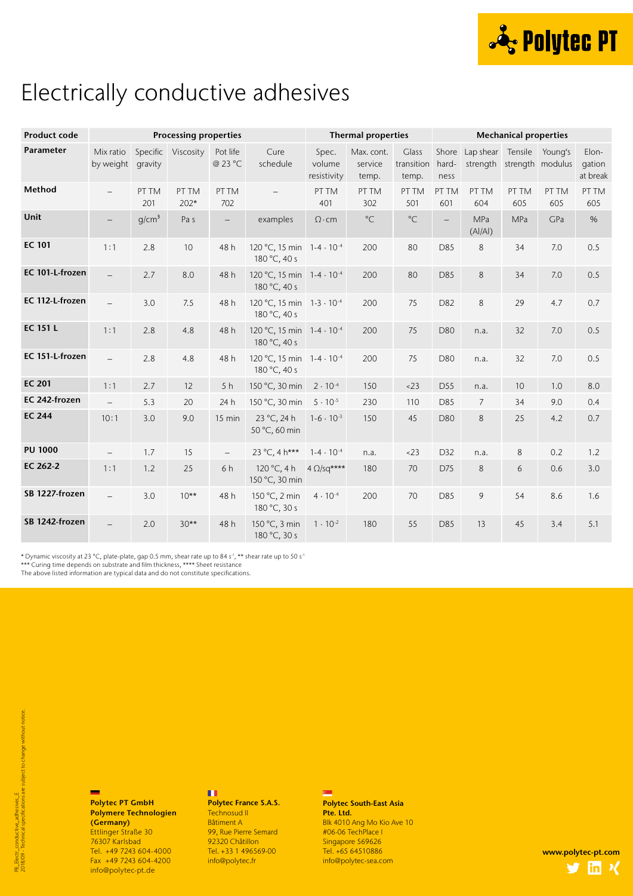# Electrically conductive adhesives

| Product code | Processing properties | | | | | Thermal properties | | | Mechanical properties | | | | |
|---|---|---|---|---|---|---|---|---|---|---|---|---|---|
| **Parameter** | Mix ratio by weight | Specific gravity | Viscosity | Pot life @ 23 °C | Cure schedule | Spec. volume resistivity | Max. cont. service temp. | Glass transition temp. | Shore hardness | Lap shear strength | Tensile strength | Young's modulus | Elongation at break |
| **Method** | – | PT TM 201 | PT TM 202* | PT TM 702 | – | PT TM 401 | PT TM 302 | PT TM 501 | PT TM 601 | PT TM 604 | PT TM 605 | PT TM 605 | PT TM 605 |
| **Unit** | – | g/cm³ | Pa s | – | examples | Ω · cm | °C | °C | – | MPa (Al/Al) | MPa | GPa | % |
| **EC 101** | 1 : 1 | 2.8 | 10 | 48 h | 120 °C, 15 min<br>180 °C, 40 s | $1\text{-}4 \cdot 10^{-4}$ | 200 | 80 | D85 | 8 | 34 | 7.0 | 0.5 |
| **EC 101-L-frozen** | – | 2.7 | 8.0 | 48 h | 120 °C, 15 min<br>180 °C, 40 s | $1\text{-}4 \cdot 10^{-4}$ | 200 | 80 | D85 | 8 | 34 | 7.0 | 0.5 |
| **EC 112-L-frozen** | – | 3.0 | 7.5 | 48 h | 120 °C, 15 min<br>180 °C, 40 s | $1\text{-}3 \cdot 10^{-4}$ | 200 | 75 | D82 | 8 | 29 | 4.7 | 0.7 |
| **EC 151 L** | 1 : 1 | 2.8 | 4.8 | 48 h | 120 °C, 15 min<br>180 °C, 40 s | $1\text{-}4 \cdot 10^{-4}$ | 200 | 75 | D80 | n.a. | 32 | 7.0 | 0.5 |
| **EC 151-L-frozen** | – | 2.8 | 4.8 | 48 h | 120 °C, 15 min<br>180 °C, 40 s | $1\text{-}4 \cdot 10^{-4}$ | 200 | 75 | D80 | n.a. | 32 | 7.0 | 0.5 |
| **EC 201** | 1 : 1 | 2.7 | 12 | 5 h | 150 °C, 30 min | $2 \cdot 10^{-4}$ | 150 | <23 | D55 | n.a. | 10 | 1.0 | 8.0 |
| **EC 242-frozen** | – | 5.3 | 20 | 24 h | 150 °C, 30 min | $5 \cdot 10^{-5}$ | 230 | 110 | D85 | 7 | 34 | 9.0 | 0.4 |
| **EC 244** | 10 : 1 | 3.0 | 9.0 | 15 min | 23 °C, 24 h<br>50 °C, 60 min | $1\text{-}6 \cdot 10^{-3}$ | 150 | 45 | D80 | 8 | 25 | 4.2 | 0.7 |
| **PU 1000** | – | 1.7 | 15 | – | 23 °C, 4 h*** | $1\text{-}4 \cdot 10^{-4}$ | n.a. | <23 | D32 | n.a. | 8 | 0.2 | 1.2 |
| **EC 262-2** | 1 : 1 | 1.2 | 25 | 6 h | 120 °C, 4 h<br>150 °C, 30 min | 4 Ω/sq**** | 180 | 70 | D75 | 8 | 6 | 0.6 | 3.0 |
| **SB 1227-frozen** | – | 3.0 | 10** | 48 h | 150 °C, 2 min<br>180 °C, 30 s | $4 \cdot 10^{-4}$ | 200 | 70 | D85 | 9 | 54 | 8.6 | 1.6 |
| **SB 1242-frozen** | – | 2.0 | 30** | 48 h | 150 °C, 3 min<br>180 °C, 30 s | $1 \cdot 10^{-2}$ | 180 | 55 | D85 | 13 | 45 | 3.4 | 5.1 |

* Dynamic viscosity at 23 °C, plate-plate, gap 0.5 mm, shear rate up to 84 $s^{-1}$, ** shear rate up to 50 $s^{-1}$
*** Curing time depends on substrate and film thickness, **** Sheet resistance
The above listed information are typical data and do not constitute specifications.

PB_Electr_conductive_adhesives_E
2018/09 - Technical specifications are subject to change without notice.

**Polytec PT GmbH Polymere Technologien (Germany)**
Ettlinger Straße 30
76307 Karlsbad
Tel. +49 7243 604-4000
Fax +49 7243 604-4200
info@polytec-pt.de

**Polytec France S.A.S.**
Technosud II
Bâtiment A
99, Rue Pierre Semard
92320 Châtillon
Tel. +33 1 496569-00
info@polytec.fr

**Polytec South-East Asia Pte. Ltd.**
Blk 4010 Ang Mo Kio Ave 10
#06-06 TechPlace I
Singapore 569626
Tel. +65 64510886
info@polytec-sea.com

**www.polytec-pt.com**